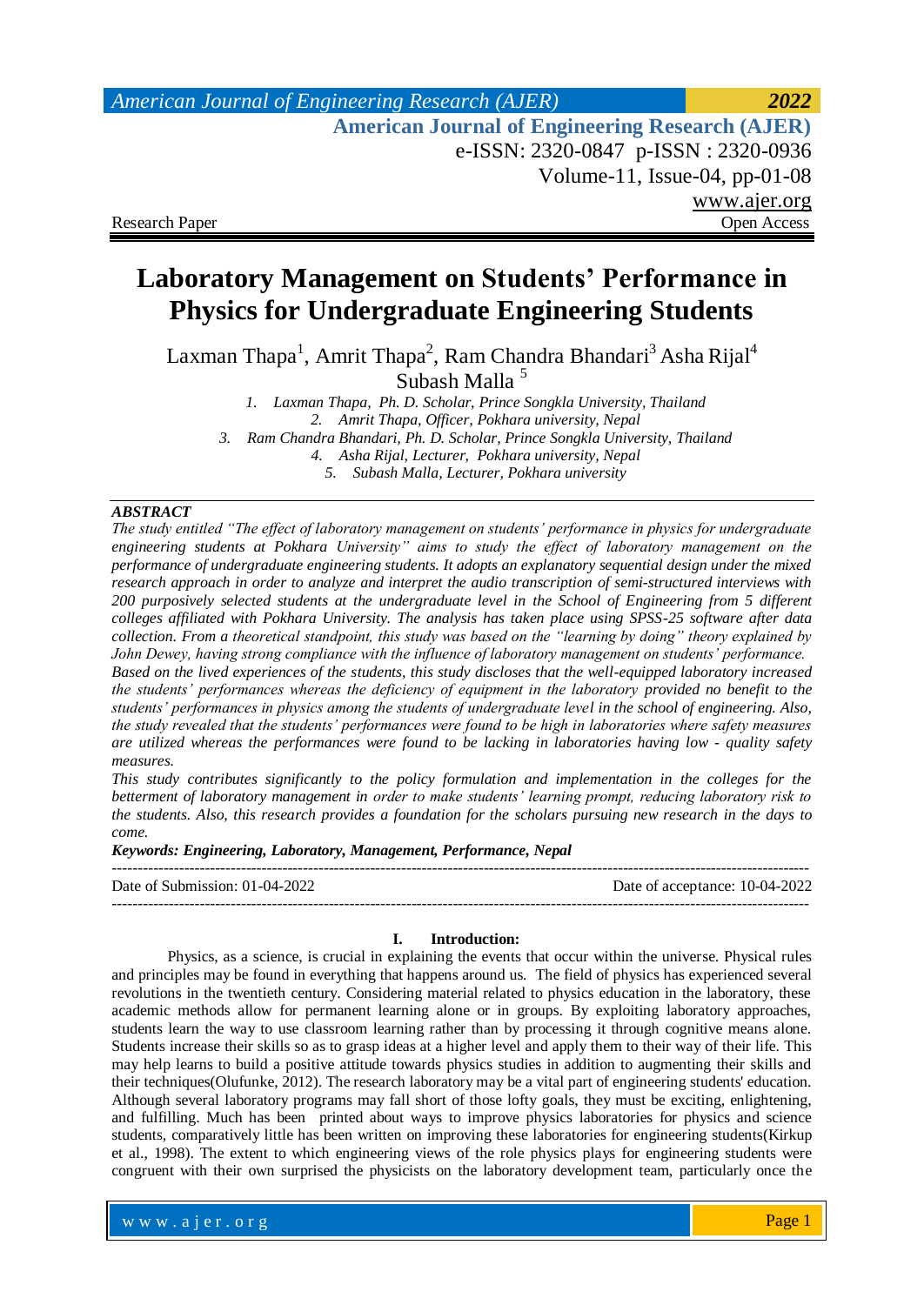Research Paper Open Access

# Laboratory Management on Students' Performance in Physics for Undergraduate Engineering Students

Laxman Thapa[1], Amrit Thapa[2], Ram Chandra Bhandari[3] Asha Rijal[4] Subash Malla [5]

*1. Laxman Thapa, Ph. D. Scholar, Prince Songkla University, Thailand*
*2. Amrit Thapa, Officer, Pokhara university, Nepal*
*3. Ram Chandra Bhandari, Ph. D. Scholar, Prince Songkla University, Thailand*
*4. Asha Rijal, Lecturer, Pokhara university, Nepal*
*5. Subash Malla, Lecturer, Pokhara university*

***ABSTRACT***

*The study entitled "The effect of laboratory management on students' performance in physics for undergraduate engineering students at Pokhara University" aims to study the effect of laboratory management on the performance of undergraduate engineering students. It adopts an explanatory sequential design under the mixed research approach in order to analyze and interpret the audio transcription of semi-structured interviews with 200 purposively selected students at the undergraduate level in the School of Engineering from 5 different colleges affiliated with Pokhara University. The analysis has taken place using SPSS-25 software after data collection. From a theoretical standpoint, this study was based on the "learning by doing" theory explained by John Dewey, having strong compliance with the influence of laboratory management on students' performance.*

*Based on the lived experiences of the students, this study discloses that the well-equipped laboratory increased the students' performances whereas the deficiency of equipment in the laboratory provided no benefit to the students' performances in physics among the students of undergraduate level in the school of engineering. Also, the study revealed that the students' performances were found to be high in laboratories where safety measures are utilized whereas the performances were found to be lacking in laboratories having low - quality safety measures.*

*This study contributes significantly to the policy formulation and implementation in the colleges for the betterment of laboratory management in order to make students' learning prompt, reducing laboratory risk to the students. Also, this research provides a foundation for the scholars pursuing new research in the days to come.*

***Keywords: Engineering, Laboratory, Management, Performance, Nepal***

---

Date of Submission: 01-04-2022 Date of acceptance: 10-04-2022

---

## I. Introduction:

Physics, as a science, is crucial in explaining the events that occur within the universe. Physical rules and principles may be found in everything that happens around us. The field of physics has experienced several revolutions in the twentieth century. Considering material related to physics education in the laboratory, these academic methods allow for permanent learning alone or in groups. By exploiting laboratory approaches, students learn the way to use classroom learning rather than by processing it through cognitive means alone. Students increase their skills so as to grasp ideas at a higher level and apply them to their way of their life. This may help learns to build a positive attitude towards physics studies in addition to augmenting their skills and their techniques(Olufunke, 2012). The research laboratory may be a vital part of engineering students' education. Although several laboratory programs may fall short of those lofty goals, they must be exciting, enlightening, and fulfilling. Much has been printed about ways to improve physics laboratories for physics and science students, comparatively little has been written on improving these laboratories for engineering students(Kirkup et al., 1998). The extent to which engineering views of the role physics plays for engineering students were congruent with their own surprised the physicists on the laboratory development team, particularly once the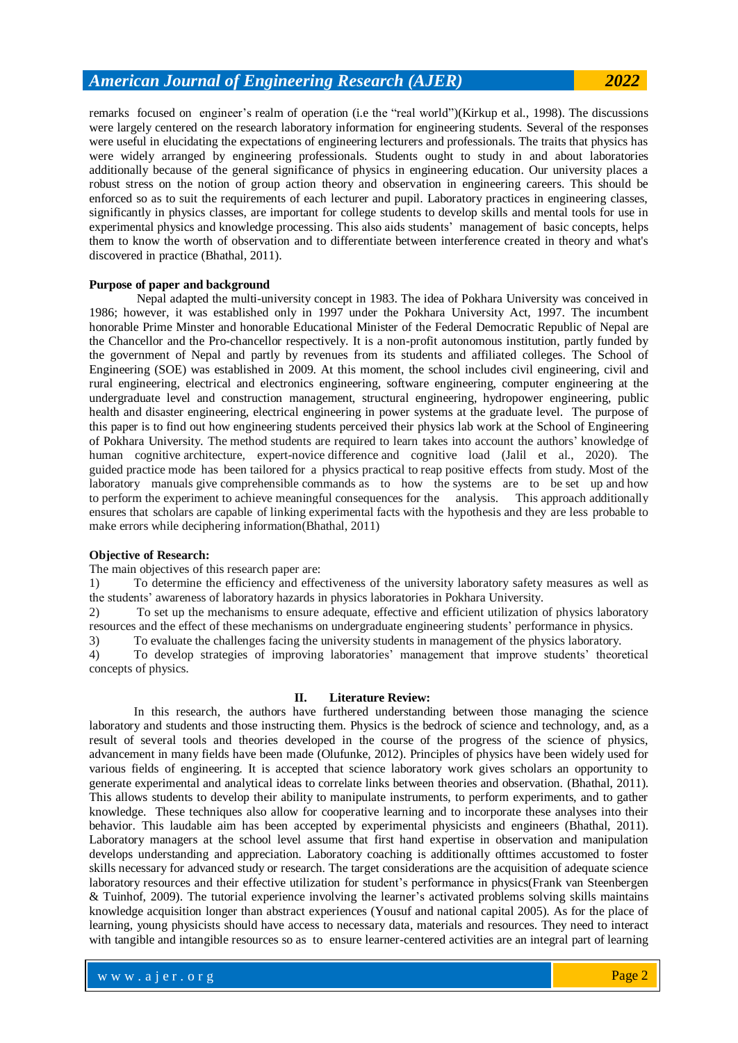remarks focused on engineer's realm of operation (i.e the "real world")(Kirkup et al., 1998). The discussions were largely centered on the research laboratory information for engineering students. Several of the responses were useful in elucidating the expectations of engineering lecturers and professionals. The traits that physics has were widely arranged by engineering professionals. Students ought to study in and about laboratories additionally because of the general significance of physics in engineering education. Our university places a robust stress on the notion of group action theory and observation in engineering careers. This should be enforced so as to suit the requirements of each lecturer and pupil. Laboratory practices in engineering classes, significantly in physics classes, are important for college students to develop skills and mental tools for use in experimental physics and knowledge processing. This also aids students' management of basic concepts, helps them to know the worth of observation and to differentiate between interference created in theory and what's discovered in practice (Bhathal, 2011).

**Purpose of paper and background**

Nepal adapted the multi-university concept in 1983. The idea of Pokhara University was conceived in 1986; however, it was established only in 1997 under the Pokhara University Act, 1997. The incumbent honorable Prime Minster and honorable Educational Minister of the Federal Democratic Republic of Nepal are the Chancellor and the Pro-chancellor respectively. It is a non-profit autonomous institution, partly funded by the government of Nepal and partly by revenues from its students and affiliated colleges. The School of Engineering (SOE) was established in 2009. At this moment, the school includes civil engineering, civil and rural engineering, electrical and electronics engineering, software engineering, computer engineering at the undergraduate level and construction management, structural engineering, hydropower engineering, public health and disaster engineering, electrical engineering in power systems at the graduate level. The purpose of this paper is to find out how engineering students perceived their physics lab work at the School of Engineering of Pokhara University. The method students are required to learn takes into account the authors' knowledge of human cognitive architecture, expert-novice difference and cognitive load (Jalil et al., 2020). The guided practice mode has been tailored for a physics practical to reap positive effects from study. Most of the laboratory manuals give comprehensible commands as to how the systems are to be set up and how to perform the experiment to achieve meaningful consequences for the analysis. This approach additionally ensures that scholars are capable of linking experimental facts with the hypothesis and they are less probable to make errors while deciphering information(Bhathal, 2011)

**Objective of Research:**

The main objectives of this research paper are:

1) To determine the efficiency and effectiveness of the university laboratory safety measures as well as the students' awareness of laboratory hazards in physics laboratories in Pokhara University.
2) To set up the mechanisms to ensure adequate, effective and efficient utilization of physics laboratory resources and the effect of these mechanisms on undergraduate engineering students' performance in physics.
3) To evaluate the challenges facing the university students in management of the physics laboratory.
4) To develop strategies of improving laboratories' management that improve students' theoretical concepts of physics.

## II. Literature Review:

In this research, the authors have furthered understanding between those managing the science laboratory and students and those instructing them. Physics is the bedrock of science and technology, and, as a result of several tools and theories developed in the course of the progress of the science of physics, advancement in many fields have been made (Olufunke, 2012). Principles of physics have been widely used for various fields of engineering. It is accepted that science laboratory work gives scholars an opportunity to generate experimental and analytical ideas to correlate links between theories and observation. (Bhathal, 2011). This allows students to develop their ability to manipulate instruments, to perform experiments, and to gather knowledge. These techniques also allow for cooperative learning and to incorporate these analyses into their behavior. This laudable aim has been accepted by experimental physicists and engineers (Bhathal, 2011). Laboratory managers at the school level assume that first hand expertise in observation and manipulation develops understanding and appreciation. Laboratory coaching is additionally ofttimes accustomed to foster skills necessary for advanced study or research. The target considerations are the acquisition of adequate science laboratory resources and their effective utilization for student's performance in physics(Frank van Steenbergen & Tuinhof, 2009). The tutorial experience involving the learner's activated problems solving skills maintains knowledge acquisition longer than abstract experiences (Yousuf and national capital 2005). As for the place of learning, young physicists should have access to necessary data, materials and resources. They need to interact with tangible and intangible resources so as to ensure learner-centered activities are an integral part of learning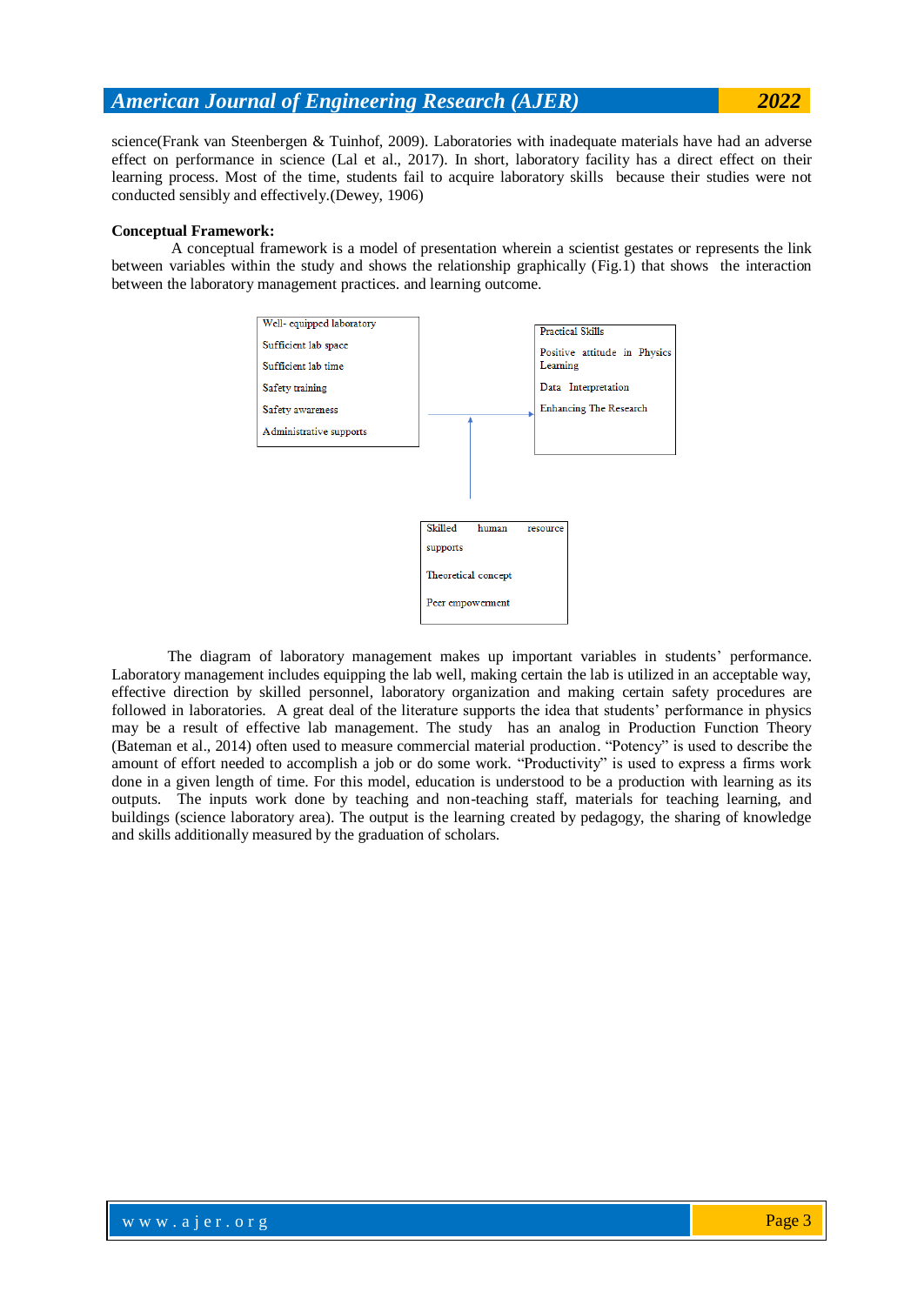science(Frank van Steenbergen & Tuinhof, 2009). Laboratories with inadequate materials have had an adverse effect on performance in science (Lal et al., 2017). In short, laboratory facility has a direct effect on their learning process. Most of the time, students fail to acquire laboratory skills because their studies were not conducted sensibly and effectively.(Dewey, 1906)

**Conceptual Framework:**

A conceptual framework is a model of presentation wherein a scientist gestates or represents the link between variables within the study and shows the relationship graphically (Fig.1) that shows the interaction between the laboratory management practices. and learning outcome.

Well- equipped laboratory
Sufficient lab space
Sufficient lab time
Safety training
Safety awareness
Administrative supports

Practical Skills
Positive attitude in Physics Learning
Data Interpretation
Enhancing The Research

Skilled human resource supports
Theoretical concept
Peer empowerment

The diagram of laboratory management makes up important variables in students' performance. Laboratory management includes equipping the lab well, making certain the lab is utilized in an acceptable way, effective direction by skilled personnel, laboratory organization and making certain safety procedures are followed in laboratories. A great deal of the literature supports the idea that students' performance in physics may be a result of effective lab management. The study has an analog in Production Function Theory (Bateman et al., 2014) often used to measure commercial material production. "Potency" is used to describe the amount of effort needed to accomplish a job or do some work. "Productivity" is used to express a firms work done in a given length of time. For this model, education is understood to be a production with learning as its outputs. The inputs work done by teaching and non-teaching staff, materials for teaching learning, and buildings (science laboratory area). The output is the learning created by pedagogy, the sharing of knowledge and skills additionally measured by the graduation of scholars.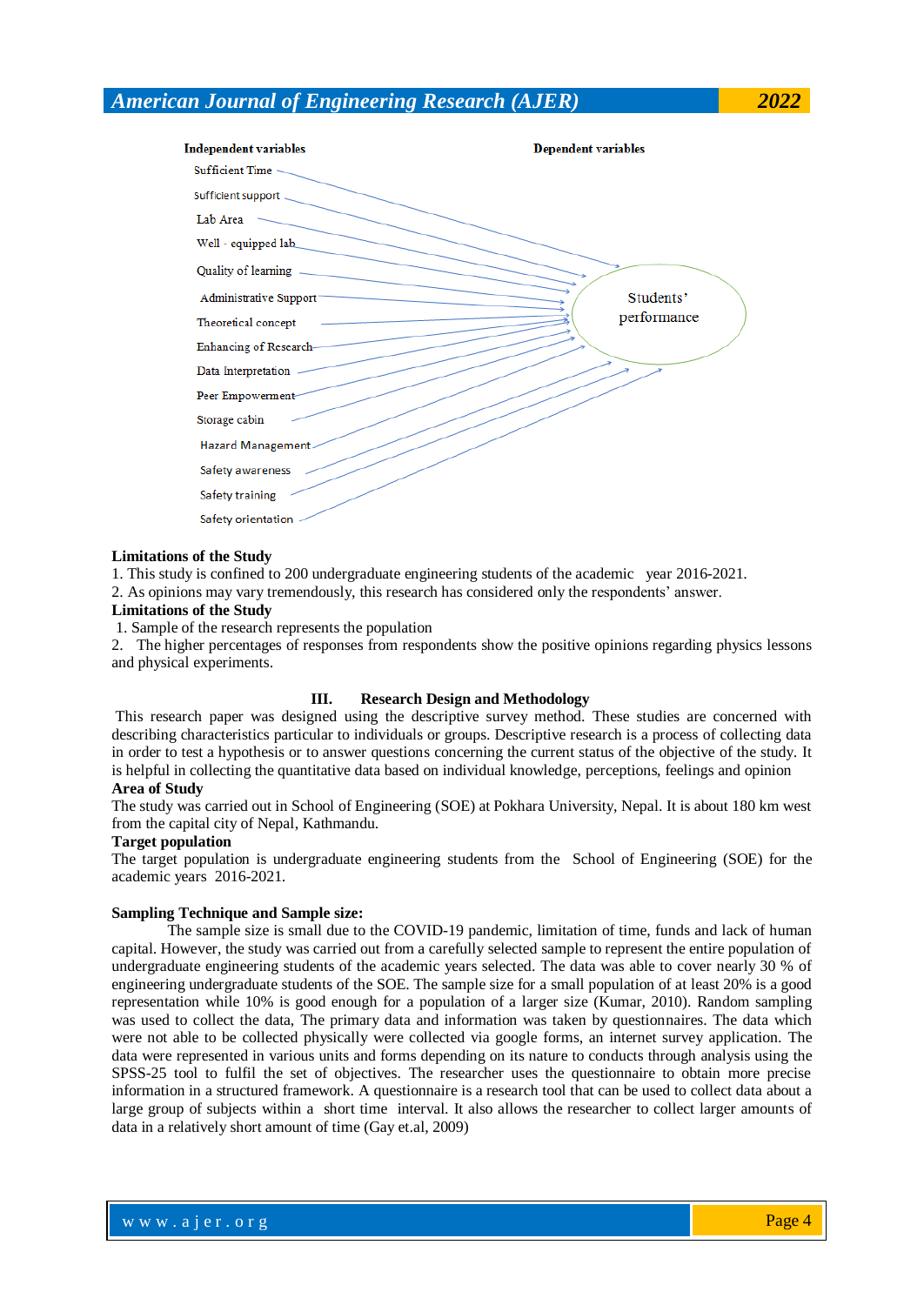**Independent variables** | **Dependent variables**

Independent variables:

- Sufficient Time
- Sufficient support
- Lab Area
- Well - equipped lab
- Quality of learning
- Administrative Support
- Theoretical concept
- Enhancing of Research
- Data Interpretation
- Peer Empowerment
- Storage cabin
- Hazard Management
- Safety awareness
- Safety training
- Safety orientation

Dependent variables:

- Students' performance

**Limitations of the Study**

1. This study is confined to 200 undergraduate engineering students of the academic year 2016-2021.
2. As opinions may vary tremendously, this research has considered only the respondents' answer.

**Limitations of the Study**

1. Sample of the research represents the population
2. The higher percentages of responses from respondents show the positive opinions regarding physics lessons and physical experiments.

## III. Research Design and Methodology

This research paper was designed using the descriptive survey method. These studies are concerned with describing characteristics particular to individuals or groups. Descriptive research is a process of collecting data in order to test a hypothesis or to answer questions concerning the current status of the objective of the study. It is helpful in collecting the quantitative data based on individual knowledge, perceptions, feelings and opinion

**Area of Study**

The study was carried out in School of Engineering (SOE) at Pokhara University, Nepal. It is about 180 km west from the capital city of Nepal, Kathmandu.

**Target population**

The target population is undergraduate engineering students from the School of Engineering (SOE) for the academic years 2016-2021.

**Sampling Technique and Sample size:**

The sample size is small due to the COVID-19 pandemic, limitation of time, funds and lack of human capital. However, the study was carried out from a carefully selected sample to represent the entire population of undergraduate engineering students of the academic years selected. The data was able to cover nearly 30 % of engineering undergraduate students of the SOE. The sample size for a small population of at least 20% is a good representation while 10% is good enough for a population of a larger size (Kumar, 2010). Random sampling was used to collect the data, The primary data and information was taken by questionnaires. The data which were not able to be collected physically were collected via google forms, an internet survey application. The data were represented in various units and forms depending on its nature to conducts through analysis using the SPSS-25 tool to fulfil the set of objectives. The researcher uses the questionnaire to obtain more precise information in a structured framework. A questionnaire is a research tool that can be used to collect data about a large group of subjects within a short time interval. It also allows the researcher to collect larger amounts of data in a relatively short amount of time (Gay et.al, 2009)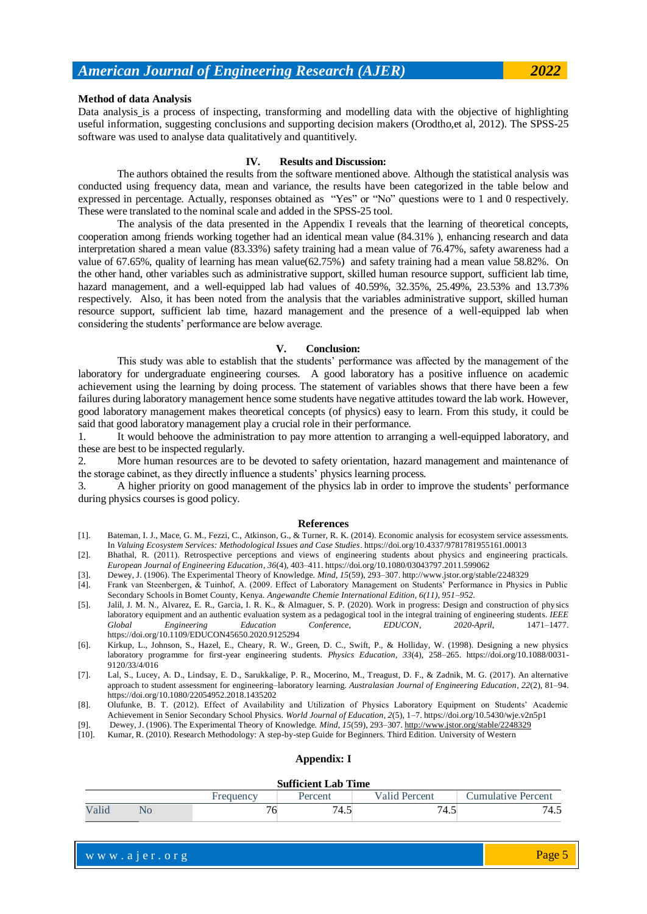**Method of data Analysis**

Data analysis_is a process of inspecting, transforming and modelling data with the objective of highlighting useful information, suggesting conclusions and supporting decision makers (Orodtho,et al, 2012). The SPSS-25 software was used to analyse data qualitatively and quantitively.

## IV. Results and Discussion:

The authors obtained the results from the software mentioned above. Although the statistical analysis was conducted using frequency data, mean and variance, the results have been categorized in the table below and expressed in percentage. Actually, responses obtained as "Yes" or "No" questions were to 1 and 0 respectively. These were translated to the nominal scale and added in the SPSS-25 tool.

The analysis of the data presented in the Appendix I reveals that the learning of theoretical concepts, cooperation among friends working together had an identical mean value (84.31% ), enhancing research and data interpretation shared a mean value (83.33%) safety training had a mean value of 76.47%, safety awareness had a value of 67.65%, quality of learning has mean value(62.75%) and safety training had a mean value 58.82%. On the other hand, other variables such as administrative support, skilled human resource support, sufficient lab time, hazard management, and a well-equipped lab had values of 40.59%, 32.35%, 25.49%, 23.53% and 13.73% respectively. Also, it has been noted from the analysis that the variables administrative support, skilled human resource support, sufficient lab time, hazard management and the presence of a well-equipped lab when considering the students' performance are below average.

## V. Conclusion:

This study was able to establish that the students' performance was affected by the management of the laboratory for undergraduate engineering courses. A good laboratory has a positive influence on academic achievement using the learning by doing process. The statement of variables shows that there have been a few failures during laboratory management hence some students have negative attitudes toward the lab work. However, good laboratory management makes theoretical concepts (of physics) easy to learn. From this study, it could be said that good laboratory management play a crucial role in their performance.

1. It would behoove the administration to pay more attention to arranging a well-equipped laboratory, and these are best to be inspected regularly.
2. More human resources are to be devoted to safety orientation, hazard management and maintenance of the storage cabinet, as they directly influence a students' physics learning process.
3. A higher priority on good management of the physics lab in order to improve the students' performance during physics courses is good policy.

## References

[1]. Bateman, I. J., Mace, G. M., Fezzi, C., Atkinson, G., & Turner, R. K. (2014). Economic analysis for ecosystem service assessments. In *Valuing Ecosystem Services: Methodological Issues and Case Studies*. https://doi.org/10.4337/9781781955161.00013

[2]. Bhathal, R. (2011). Retrospective perceptions and views of engineering students about physics and engineering practicals. *European Journal of Engineering Education*, *36*(4), 403–411. https://doi.org/10.1080/03043797.2011.599062

[3]. Dewey, J. (1906). The Experimental Theory of Knowledge. *Mind*, *15*(59), 293–307. http://www.jstor.org/stable/2248329

[4]. Frank van Steenbergen, & Tuinhof, A. (2009. Effect of Laboratory Management on Students' Performance in Physics in Public Secondary Schools in Bomet County, Kenya. *Angewandte Chemie International Edition, 6(11), 951–952.*

[5]. Jalil, J. M. N., Alvarez, E. R., Garcia, I. R. K., & Almaguer, S. P. (2020). Work in progress: Design and construction of physics laboratory equipment and an authentic evaluation system as a pedagogical tool in the integral training of engineering students. *IEEE Global Engineering Education Conference, EDUCON*, *2020-April*, 1471–1477. https://doi.org/10.1109/EDUCON45650.2020.9125294

[6]. Kirkup, L., Johnson, S., Hazel, E., Cheary, R. W., Green, D. C., Swift, P., & Holliday, W. (1998). Designing a new physics laboratory programme for first-year engineering students. *Physics Education*, *33*(4), 258–265. https://doi.org/10.1088/0031-9120/33/4/016

[7]. Lal, S., Lucey, A. D., Lindsay, E. D., Sarukkalige, P. R., Mocerino, M., Treagust, D. F., & Zadnik, M. G. (2017). An alternative approach to student assessment for engineering–laboratory learning. *Australasian Journal of Engineering Education*, *22*(2), 81–94. https://doi.org/10.1080/22054952.2018.1435202

[8]. Olufunke, B. T. (2012). Effect of Availability and Utilization of Physics Laboratory Equipment on Students' Academic Achievement in Senior Secondary School Physics. *World Journal of Education*, *2*(5), 1–7. https://doi.org/10.5430/wje.v2n5p1

[9]. Dewey, J. (1906). The Experimental Theory of Knowledge. *Mind*, *15*(59), 293–307. http://www.jstor.org/stable/2248329

[10]. Kumar, R. (2010). Research Methodology: A step-by-step Guide for Beginners. Third Edition. University of Western

## Appendix: I

**Sufficient Lab Time**

| | | Frequency | Percent | Valid Percent | Cumulative Percent |
|---|---|---|---|---|---|
| Valid | No | 76 | 74.5 | 74.5 | 74.5 |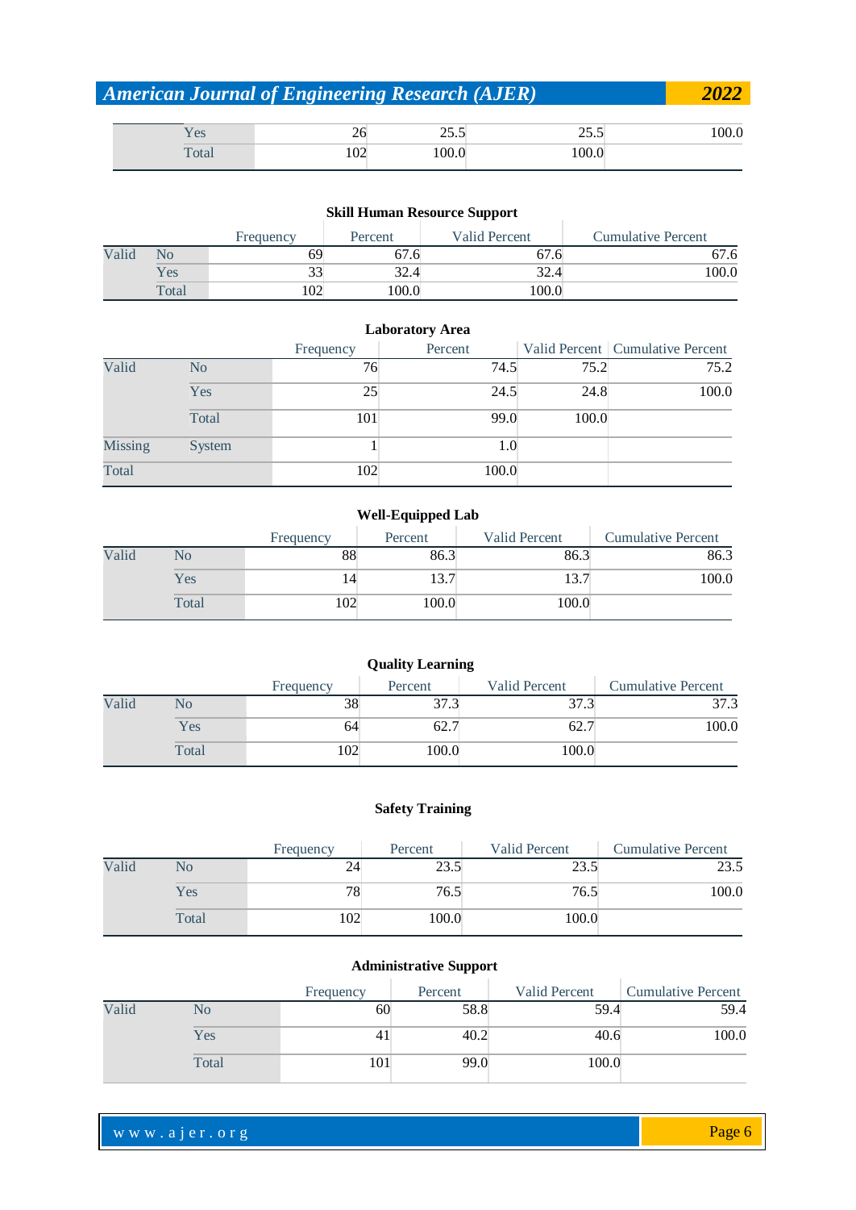| | | Frequency | Percent | Valid Percent | Cumulative Percent |
|---|---|---|---|---|---|
| | Yes | 26 | 25.5 | 25.5 | 100.0 |
| | Total | 102 | 100.0 | 100.0 | |

**Skill Human Resource Support**

| | | Frequency | Percent | Valid Percent | Cumulative Percent |
|---|---|---|---|---|---|
| Valid | No | 69 | 67.6 | 67.6 | 67.6 |
| | Yes | 33 | 32.4 | 32.4 | 100.0 |
| | Total | 102 | 100.0 | 100.0 | |

**Laboratory Area**

| | | Frequency | Percent | Valid Percent | Cumulative Percent |
|---|---|---|---|---|---|
| Valid | No | 76 | 74.5 | 75.2 | 75.2 |
| | Yes | 25 | 24.5 | 24.8 | 100.0 |
| | Total | 101 | 99.0 | 100.0 | |
| Missing | System | 1 | 1.0 | | |
| Total | | 102 | 100.0 | | |

**Well-Equipped Lab**

| | | Frequency | Percent | Valid Percent | Cumulative Percent |
|---|---|---|---|---|---|
| Valid | No | 88 | 86.3 | 86.3 | 86.3 |
| | Yes | 14 | 13.7 | 13.7 | 100.0 |
| | Total | 102 | 100.0 | 100.0 | |

**Quality Learning**

| | | Frequency | Percent | Valid Percent | Cumulative Percent |
|---|---|---|---|---|---|
| Valid | No | 38 | 37.3 | 37.3 | 37.3 |
| | Yes | 64 | 62.7 | 62.7 | 100.0 |
| | Total | 102 | 100.0 | 100.0 | |

**Safety Training**

| | | Frequency | Percent | Valid Percent | Cumulative Percent |
|---|---|---|---|---|---|
| Valid | No | 24 | 23.5 | 23.5 | 23.5 |
| | Yes | 78 | 76.5 | 76.5 | 100.0 |
| | Total | 102 | 100.0 | 100.0 | |

**Administrative Support**

| | | Frequency | Percent | Valid Percent | Cumulative Percent |
|---|---|---|---|---|---|
| Valid | No | 60 | 58.8 | 59.4 | 59.4 |
| | Yes | 41 | 40.2 | 40.6 | 100.0 |
| | Total | 101 | 99.0 | 100.0 | |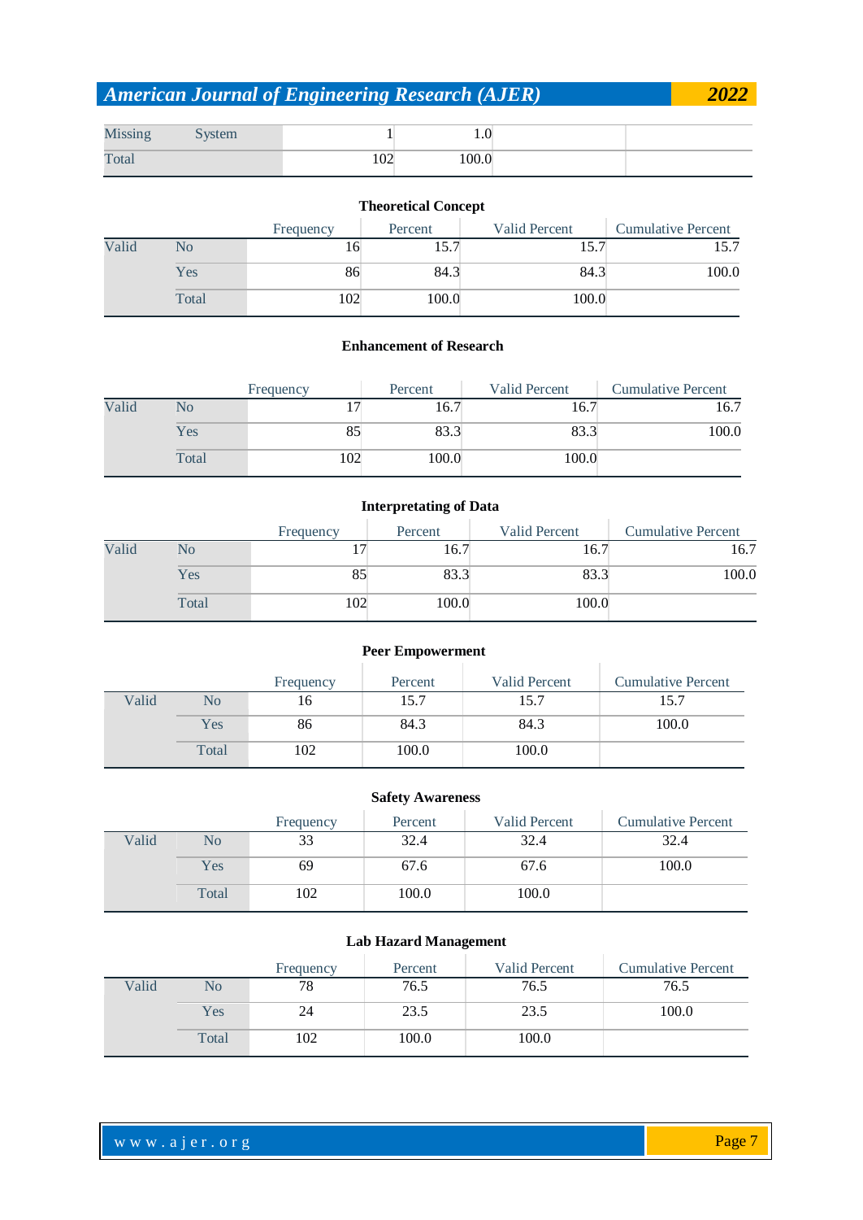| | | | | | |
|---|---|---|---|---|---|
| Missing | System | 1 | 1.0 | | |
| Total | | 102 | 100.0 | | |

**Theoretical Concept**

| | | Frequency | Percent | Valid Percent | Cumulative Percent |
|---|---|---|---|---|---|
| Valid | No | 16 | 15.7 | 15.7 | 15.7 |
| | Yes | 86 | 84.3 | 84.3 | 100.0 |
| | Total | 102 | 100.0 | 100.0 | |

**Enhancement of Research**

| | | Frequency | Percent | Valid Percent | Cumulative Percent |
|---|---|---|---|---|---|
| Valid | No | 17 | 16.7 | 16.7 | 16.7 |
| | Yes | 85 | 83.3 | 83.3 | 100.0 |
| | Total | 102 | 100.0 | 100.0 | |

**Interpretating of Data**

| | | Frequency | Percent | Valid Percent | Cumulative Percent |
|---|---|---|---|---|---|
| Valid | No | 17 | 16.7 | 16.7 | 16.7 |
| | Yes | 85 | 83.3 | 83.3 | 100.0 |
| | Total | 102 | 100.0 | 100.0 | |

**Peer Empowerment**

| | | Frequency | Percent | Valid Percent | Cumulative Percent |
|---|---|---|---|---|---|
| Valid | No | 16 | 15.7 | 15.7 | 15.7 |
| | Yes | 86 | 84.3 | 84.3 | 100.0 |
| | Total | 102 | 100.0 | 100.0 | |

**Safety Awareness**

| | | Frequency | Percent | Valid Percent | Cumulative Percent |
|---|---|---|---|---|---|
| Valid | No | 33 | 32.4 | 32.4 | 32.4 |
| | Yes | 69 | 67.6 | 67.6 | 100.0 |
| | Total | 102 | 100.0 | 100.0 | |

**Lab Hazard Management**

| | | Frequency | Percent | Valid Percent | Cumulative Percent |
|---|---|---|---|---|---|
| Valid | No | 78 | 76.5 | 76.5 | 76.5 |
| | Yes | 24 | 23.5 | 23.5 | 100.0 |
| | Total | 102 | 100.0 | 100.0 | |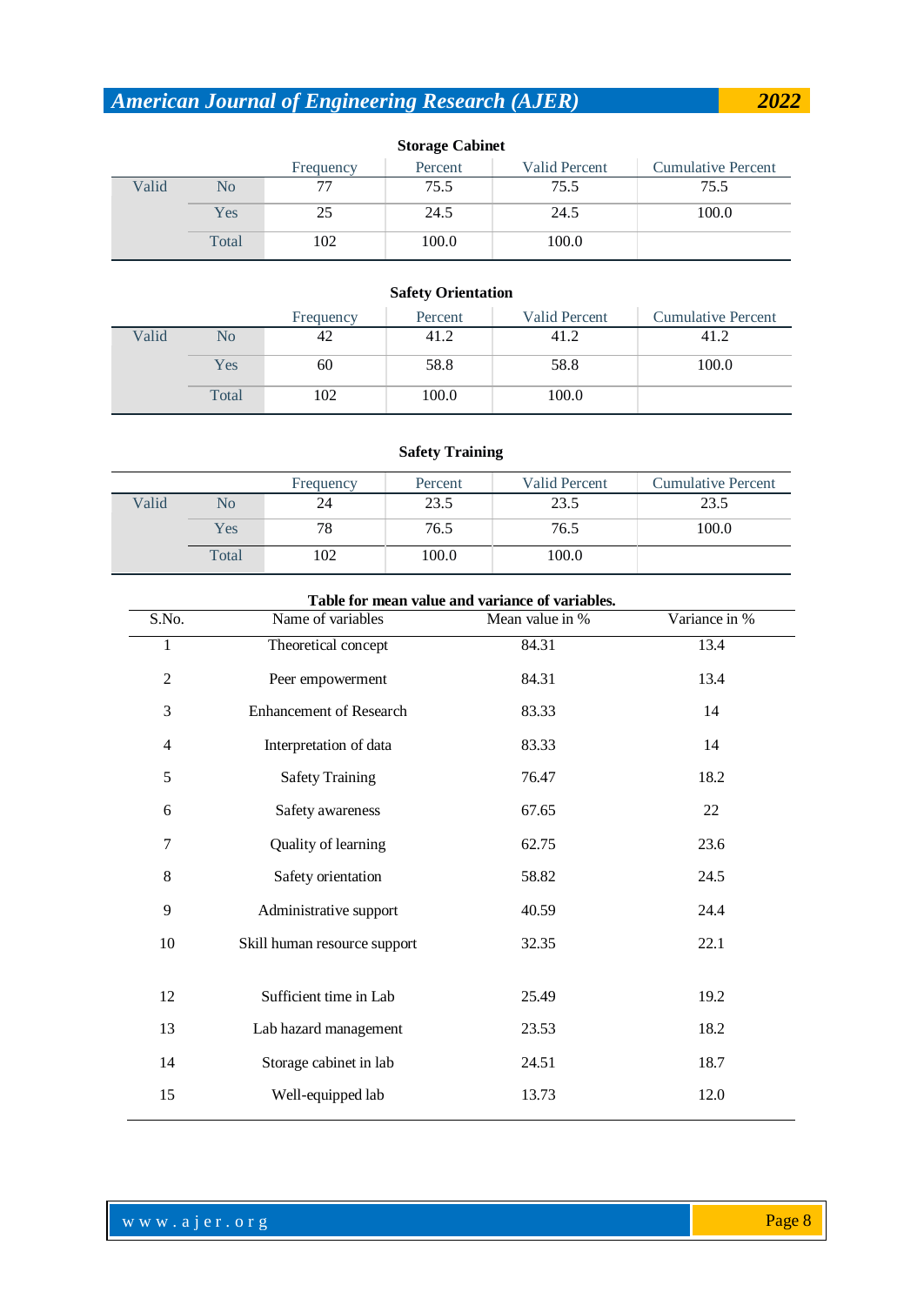**Storage Cabinet**

| | | Frequency | Percent | Valid Percent | Cumulative Percent |
|---|---|---|---|---|---|
| Valid | No | 77 | 75.5 | 75.5 | 75.5 |
| | Yes | 25 | 24.5 | 24.5 | 100.0 |
| | Total | 102 | 100.0 | 100.0 | |

**Safety Orientation**

| | | Frequency | Percent | Valid Percent | Cumulative Percent |
|---|---|---|---|---|---|
| Valid | No | 42 | 41.2 | 41.2 | 41.2 |
| | Yes | 60 | 58.8 | 58.8 | 100.0 |
| | Total | 102 | 100.0 | 100.0 | |

**Safety Training**

| | | Frequency | Percent | Valid Percent | Cumulative Percent |
|---|---|---|---|---|---|
| Valid | No | 24 | 23.5 | 23.5 | 23.5 |
| | Yes | 78 | 76.5 | 76.5 | 100.0 |
| | Total | 102 | 100.0 | 100.0 | |

**Table for mean value and variance of variables.**

| S.No. | Name of variables | Mean value in % | Variance in % |
|---|---|---|---|
| 1 | Theoretical concept | 84.31 | 13.4 |
| 2 | Peer empowerment | 84.31 | 13.4 |
| 3 | Enhancement of Research | 83.33 | 14 |
| 4 | Interpretation of data | 83.33 | 14 |
| 5 | Safety Training | 76.47 | 18.2 |
| 6 | Safety awareness | 67.65 | 22 |
| 7 | Quality of learning | 62.75 | 23.6 |
| 8 | Safety orientation | 58.82 | 24.5 |
| 9 | Administrative support | 40.59 | 24.4 |
| 10 | Skill human resource support | 32.35 | 22.1 |
| 12 | Sufficient time in Lab | 25.49 | 19.2 |
| 13 | Lab hazard management | 23.53 | 18.2 |
| 14 | Storage cabinet in lab | 24.51 | 18.7 |
| 15 | Well-equipped lab | 13.73 | 12.0 |